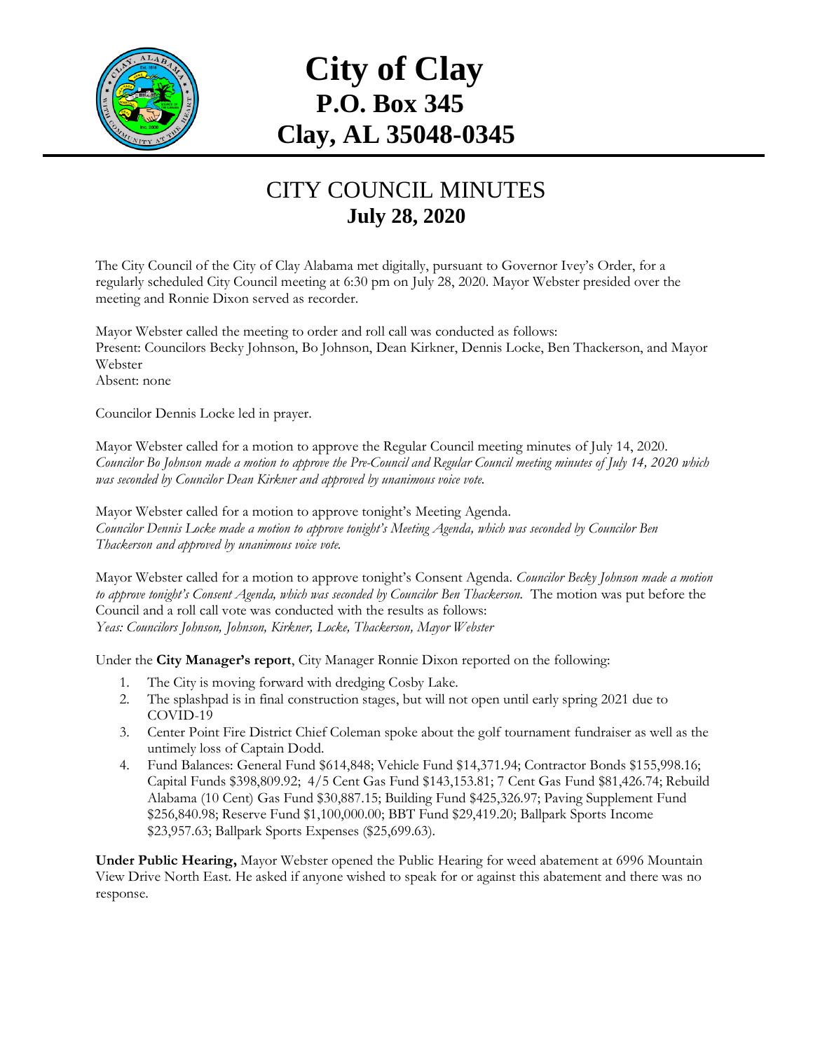# City of Clay
## P.O. Box 345
## Clay, AL 35048-0345

# CITY COUNCIL MINUTES
## July 28, 2020

The City Council of the City of Clay Alabama met digitally, pursuant to Governor Ivey's Order, for a regularly scheduled City Council meeting at 6:30 pm on July 28, 2020. Mayor Webster presided over the meeting and Ronnie Dixon served as recorder.

Mayor Webster called the meeting to order and roll call was conducted as follows:
Present: Councilors Becky Johnson, Bo Johnson, Dean Kirkner, Dennis Locke, Ben Thackerson, and Mayor Webster
Absent: none

Councilor Dennis Locke led in prayer.

Mayor Webster called for a motion to approve the Regular Council meeting minutes of July 14, 2020. *Councilor Bo Johnson made a motion to approve the Pre-Council and Regular Council meeting minutes of July 14, 2020 which was seconded by Councilor Dean Kirkner and approved by unanimous voice vote.*

Mayor Webster called for a motion to approve tonight's Meeting Agenda.
*Councilor Dennis Locke made a motion to approve tonight's Meeting Agenda, which was seconded by Councilor Ben Thackerson and approved by unanimous voice vote.*

Mayor Webster called for a motion to approve tonight's Consent Agenda. *Councilor Becky Johnson made a motion to approve tonight's Consent Agenda, which was seconded by Councilor Ben Thackerson.* The motion was put before the Council and a roll call vote was conducted with the results as follows:
*Yeas: Councilors Johnson, Johnson, Kirkner, Locke, Thackerson, Mayor Webster*

Under the **City Manager's report**, City Manager Ronnie Dixon reported on the following:

1. The City is moving forward with dredging Cosby Lake.
2. The splashpad is in final construction stages, but will not open until early spring 2021 due to COVID-19
3. Center Point Fire District Chief Coleman spoke about the golf tournament fundraiser as well as the untimely loss of Captain Dodd.
4. Fund Balances: General Fund $614,848; Vehicle Fund $14,371.94; Contractor Bonds $155,998.16; Capital Funds $398,809.92; 4/5 Cent Gas Fund $143,153.81; 7 Cent Gas Fund $81,426.74; Rebuild Alabama (10 Cent) Gas Fund $30,887.15; Building Fund $425,326.97; Paving Supplement Fund $256,840.98; Reserve Fund $1,100,000.00; BBT Fund $29,419.20; Ballpark Sports Income $23,957.63; Ballpark Sports Expenses ($25,699.63).

**Under Public Hearing,** Mayor Webster opened the Public Hearing for weed abatement at 6996 Mountain View Drive North East. He asked if anyone wished to speak for or against this abatement and there was no response.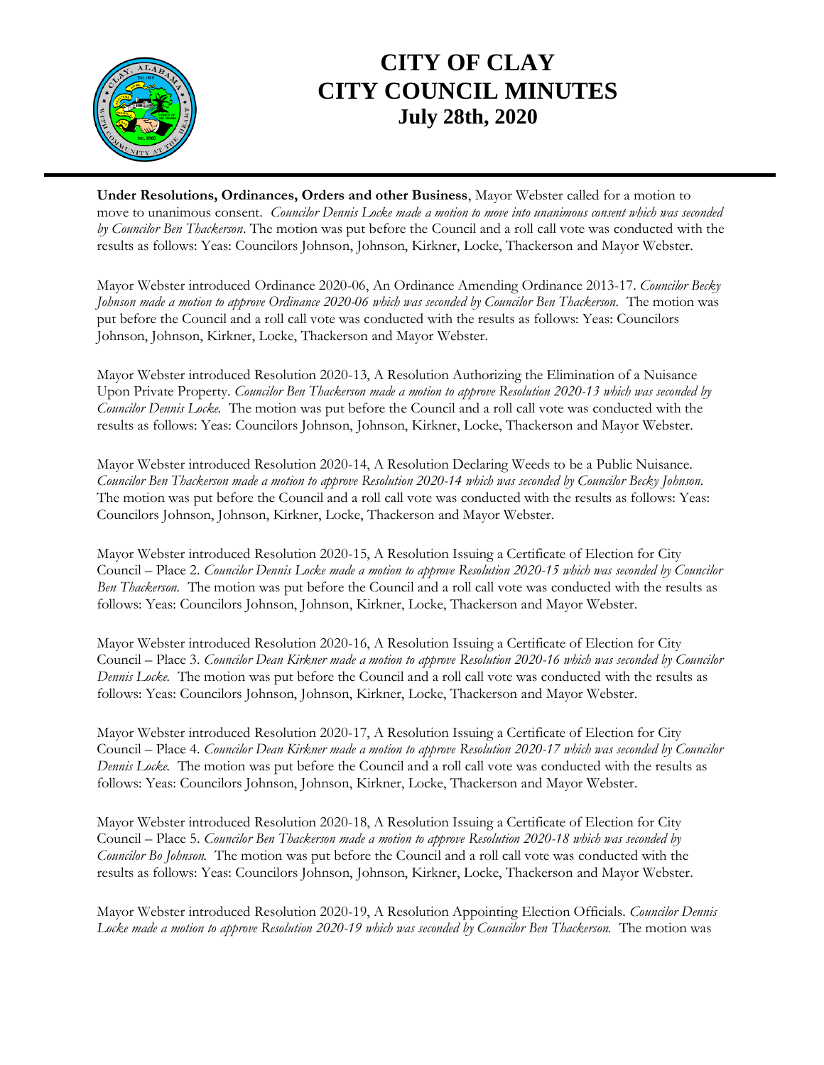# CITY OF CLAY
# CITY COUNCIL MINUTES
## July 28th, 2020

**Under Resolutions, Ordinances, Orders and other Business**, Mayor Webster called for a motion to move to unanimous consent. *Councilor Dennis Locke made a motion to move into unanimous consent which was seconded by Councilor Ben Thackerson*. The motion was put before the Council and a roll call vote was conducted with the results as follows: Yeas: Councilors Johnson, Johnson, Kirkner, Locke, Thackerson and Mayor Webster.

Mayor Webster introduced Ordinance 2020-06, An Ordinance Amending Ordinance 2013-17. *Councilor Becky Johnson made a motion to approve Ordinance 2020-06 which was seconded by Councilor Ben Thackerson.* The motion was put before the Council and a roll call vote was conducted with the results as follows: Yeas: Councilors Johnson, Johnson, Kirkner, Locke, Thackerson and Mayor Webster.

Mayor Webster introduced Resolution 2020-13, A Resolution Authorizing the Elimination of a Nuisance Upon Private Property. *Councilor Ben Thackerson made a motion to approve Resolution 2020-13 which was seconded by Councilor Dennis Locke.* The motion was put before the Council and a roll call vote was conducted with the results as follows: Yeas: Councilors Johnson, Johnson, Kirkner, Locke, Thackerson and Mayor Webster.

Mayor Webster introduced Resolution 2020-14, A Resolution Declaring Weeds to be a Public Nuisance. *Councilor Ben Thackerson made a motion to approve Resolution 2020-14 which was seconded by Councilor Becky Johnson.* The motion was put before the Council and a roll call vote was conducted with the results as follows: Yeas: Councilors Johnson, Johnson, Kirkner, Locke, Thackerson and Mayor Webster.

Mayor Webster introduced Resolution 2020-15, A Resolution Issuing a Certificate of Election for City Council – Place 2. *Councilor Dennis Locke made a motion to approve Resolution 2020-15 which was seconded by Councilor Ben Thackerson.* The motion was put before the Council and a roll call vote was conducted with the results as follows: Yeas: Councilors Johnson, Johnson, Kirkner, Locke, Thackerson and Mayor Webster.

Mayor Webster introduced Resolution 2020-16, A Resolution Issuing a Certificate of Election for City Council – Place 3. *Councilor Dean Kirkner made a motion to approve Resolution 2020-16 which was seconded by Councilor Dennis Locke.* The motion was put before the Council and a roll call vote was conducted with the results as follows: Yeas: Councilors Johnson, Johnson, Kirkner, Locke, Thackerson and Mayor Webster.

Mayor Webster introduced Resolution 2020-17, A Resolution Issuing a Certificate of Election for City Council – Place 4. *Councilor Dean Kirkner made a motion to approve Resolution 2020-17 which was seconded by Councilor Dennis Locke.* The motion was put before the Council and a roll call vote was conducted with the results as follows: Yeas: Councilors Johnson, Johnson, Kirkner, Locke, Thackerson and Mayor Webster.

Mayor Webster introduced Resolution 2020-18, A Resolution Issuing a Certificate of Election for City Council – Place 5. *Councilor Ben Thackerson made a motion to approve Resolution 2020-18 which was seconded by Councilor Bo Johnson.* The motion was put before the Council and a roll call vote was conducted with the results as follows: Yeas: Councilors Johnson, Johnson, Kirkner, Locke, Thackerson and Mayor Webster.

Mayor Webster introduced Resolution 2020-19, A Resolution Appointing Election Officials. *Councilor Dennis Locke made a motion to approve Resolution 2020-19 which was seconded by Councilor Ben Thackerson.* The motion was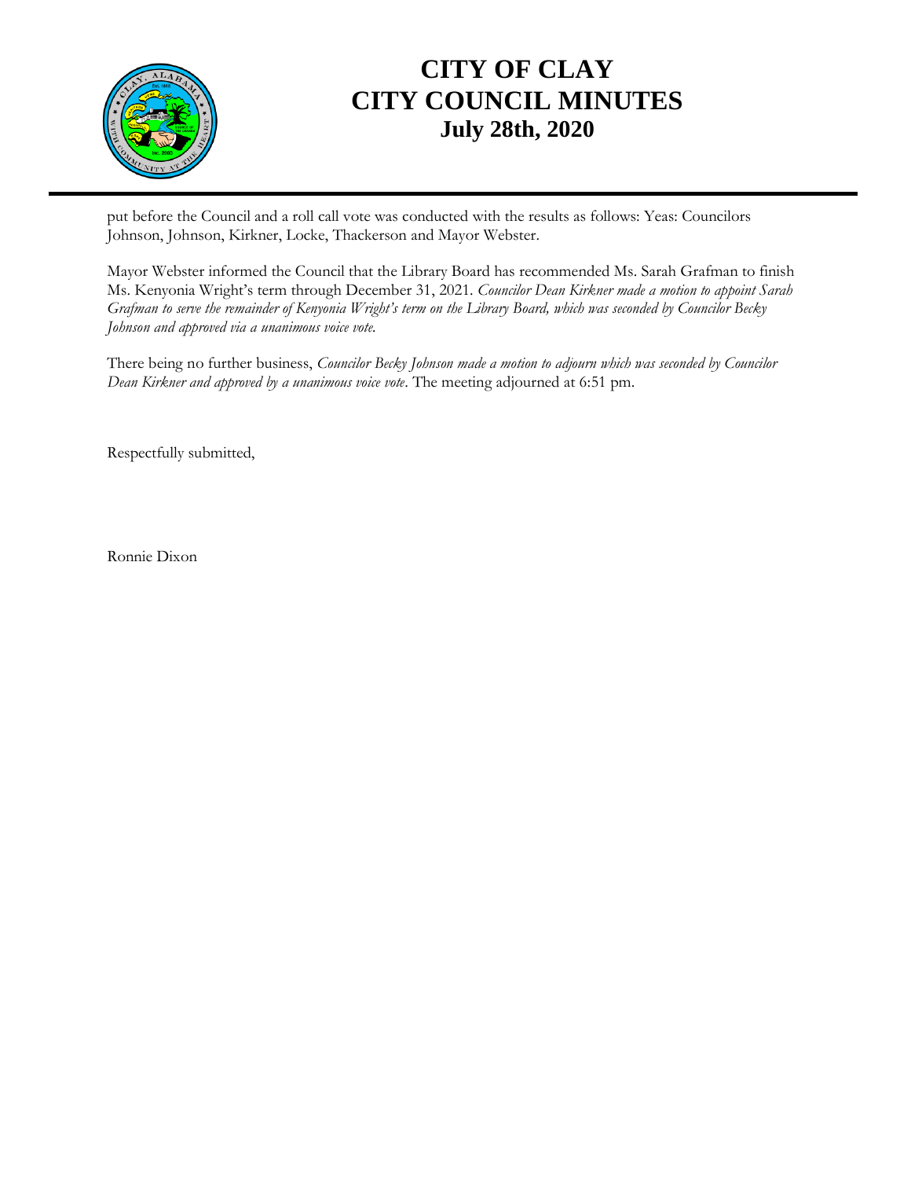# CITY OF CLAY
# CITY COUNCIL MINUTES
## July 28th, 2020

put before the Council and a roll call vote was conducted with the results as follows: Yeas: Councilors Johnson, Johnson, Kirkner, Locke, Thackerson and Mayor Webster.

Mayor Webster informed the Council that the Library Board has recommended Ms. Sarah Grafman to finish Ms. Kenyonia Wright's term through December 31, 2021. *Councilor Dean Kirkner made a motion to appoint Sarah Grafman to serve the remainder of Kenyonia Wright's term on the Library Board, which was seconded by Councilor Becky Johnson and approved via a unanimous voice vote.*

There being no further business, *Councilor Becky Johnson made a motion to adjourn which was seconded by Councilor Dean Kirkner and approved by a unanimous voice vote*. The meeting adjourned at 6:51 pm.

Respectfully submitted,

Ronnie Dixon